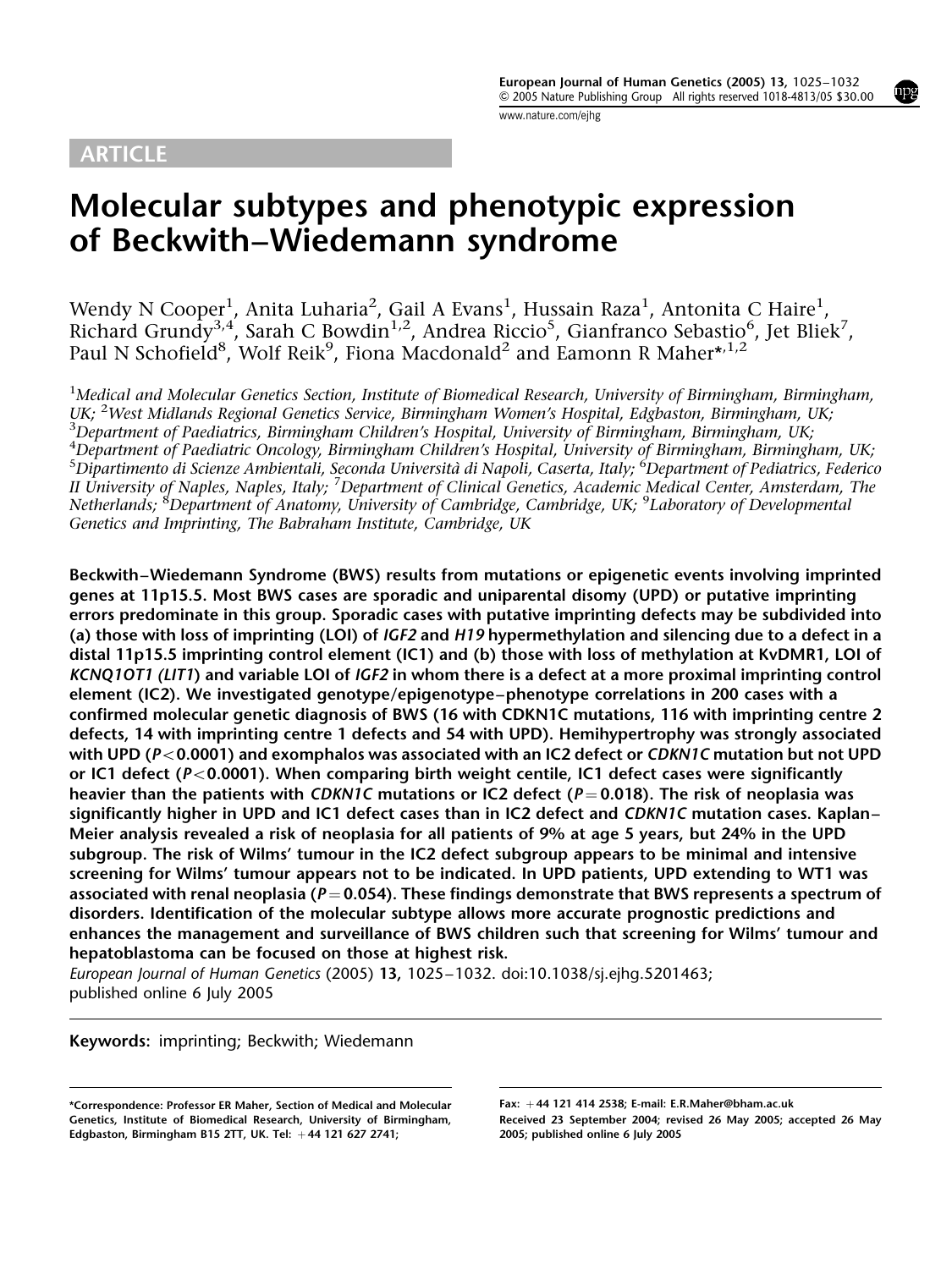ARTICLE

# Molecular subtypes and phenotypic expression of Beckwith–Wiedemann syndrome

Wendy N Cooper[1], Anita Luharia[2], Gail A Evans[1], Hussain Raza[1], Antonita C Haire[1], Richard Grundy[3,4], Sarah C Bowdin[1,2], Andrea Riccio[5], Gianfranco Sebastio[6], Jet Bliek[7], Paul N Schofield[8], Wolf Reik[9], Fiona Macdonald[2] and Eamonn R Maher*[,1,2]

[1]*Medical and Molecular Genetics Section, Institute of Biomedical Research, University of Birmingham, Birmingham, UK;* [2]*West Midlands Regional Genetics Service, Birmingham Women's Hospital, Edgbaston, Birmingham, UK;* [3]*Department of Paediatrics, Birmingham Children's Hospital, University of Birmingham, Birmingham, UK;* [4]*Department of Paediatric Oncology, Birmingham Children's Hospital, University of Birmingham, Birmingham, UK;* [5]*Dipartimento di Scienze Ambientali, Seconda Università di Napoli, Caserta, Italy;* [6]*Department of Pediatrics, Federico II University of Naples, Naples, Italy;* [7]*Department of Clinical Genetics, Academic Medical Center, Amsterdam, The Netherlands;* [8]*Department of Anatomy, University of Cambridge, Cambridge, UK;* [9]*Laboratory of Developmental Genetics and Imprinting, The Babraham Institute, Cambridge, UK*

**Beckwith–Wiedemann Syndrome (BWS) results from mutations or epigenetic events involving imprinted genes at 11p15.5. Most BWS cases are sporadic and uniparental disomy (UPD) or putative imprinting errors predominate in this group. Sporadic cases with putative imprinting defects may be subdivided into (a) those with loss of imprinting (LOI) of *IGF2* and *H19* hypermethylation and silencing due to a defect in a distal 11p15.5 imprinting control element (IC1) and (b) those with loss of methylation at KvDMR1, LOI of *KCNQ1OT1 (LIT1)* and variable LOI of *IGF2* in whom there is a defect at a more proximal imprinting control element (IC2). We investigated genotype/epigenotype–phenotype correlations in 200 cases with a confirmed molecular genetic diagnosis of BWS (16 with CDKN1C mutations, 116 with imprinting centre 2 defects, 14 with imprinting centre 1 defects and 54 with UPD). Hemihypertrophy was strongly associated with UPD ($P<0.0001$) and exomphalos was associated with an IC2 defect or *CDKN1C* mutation but not UPD or IC1 defect ($P<0.0001$). When comparing birth weight centile, IC1 defect cases were significantly heavier than the patients with *CDKN1C* mutations or IC2 defect ($P=0.018$). The risk of neoplasia was significantly higher in UPD and IC1 defect cases than in IC2 defect and *CDKN1C* mutation cases. Kaplan–Meier analysis revealed a risk of neoplasia for all patients of 9% at age 5 years, but 24% in the UPD subgroup. The risk of Wilms' tumour in the IC2 defect subgroup appears to be minimal and intensive screening for Wilms' tumour appears not to be indicated. In UPD patients, UPD extending to WT1 was associated with renal neoplasia ($P=0.054$). These findings demonstrate that BWS represents a spectrum of disorders. Identification of the molecular subtype allows more accurate prognostic predictions and enhances the management and surveillance of BWS children such that screening for Wilms' tumour and hepatoblastoma can be focused on those at highest risk.**

*European Journal of Human Genetics* (2005) **13**, 1025–1032. doi:10.1038/sj.ejhg.5201463; published online 6 July 2005

**Keywords:** imprinting; Beckwith; Wiedemann

*Correspondence: Professor ER Maher, Section of Medical and Molecular Genetics, Institute of Biomedical Research, University of Birmingham, Edgbaston, Birmingham B15 2TT, UK. Tel: +44 121 627 2741; Fax: +44 121 414 2538; E-mail: E.R.Maher@bham.ac.uk

Received 23 September 2004; revised 26 May 2005; accepted 26 May 2005; published online 6 July 2005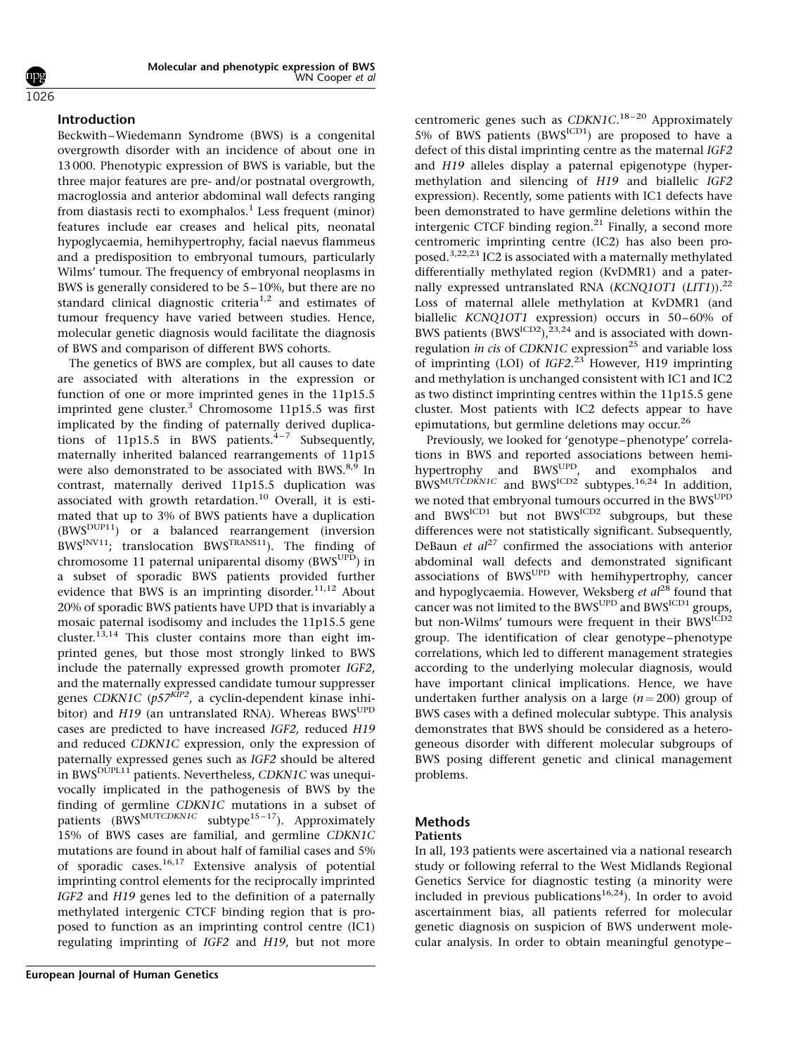## Introduction

Beckwith–Wiedemann Syndrome (BWS) is a congenital overgrowth disorder with an incidence of about one in 13 000. Phenotypic expression of BWS is variable, but the three major features are pre- and/or postnatal overgrowth, macroglossia and anterior abdominal wall defects ranging from diastasis recti to exomphalos.[1] Less frequent (minor) features include ear creases and helical pits, neonatal hypoglycaemia, hemihypertrophy, facial naevus flammeus and a predisposition to embryonal tumours, particularly Wilms' tumour. The frequency of embryonal neoplasms in BWS is generally considered to be 5–10%, but there are no standard clinical diagnostic criteria[1,2] and estimates of tumour frequency have varied between studies. Hence, molecular genetic diagnosis would facilitate the diagnosis of BWS and comparison of different BWS cohorts.

The genetics of BWS are complex, but all causes to date are associated with alterations in the expression or function of one or more imprinted genes in the 11p15.5 imprinted gene cluster.[3] Chromosome 11p15.5 was first implicated by the finding of paternally derived duplications of 11p15.5 in BWS patients.[4–7] Subsequently, maternally inherited balanced rearrangements of 11p15 were also demonstrated to be associated with BWS.[8,9] In contrast, maternally derived 11p15.5 duplication was associated with growth retardation.[10] Overall, it is estimated that up to 3% of BWS patients have a duplication (BWS$^{DUP11}$) or a balanced rearrangement (inversion BWS$^{INV11}$; translocation BWS$^{TRANS11}$). The finding of chromosome 11 paternal uniparental disomy (BWS$^{UPD}$) in a subset of sporadic BWS patients provided further evidence that BWS is an imprinting disorder.[11,12] About 20% of sporadic BWS patients have UPD that is invariably a mosaic paternal isodisomy and includes the 11p15.5 gene cluster.[13,14] This cluster contains more than eight imprinted genes, but those most strongly linked to BWS include the paternally expressed growth promoter *IGF2*, and the maternally expressed candidate tumour suppresser genes *CDKN1C* (*p57$^{KIP2}$*, a cyclin-dependent kinase inhibitor) and *H19* (an untranslated RNA). Whereas BWS$^{UPD}$ cases are predicted to have increased *IGF2*, reduced *H19* and reduced *CDKN1C* expression, only the expression of paternally expressed genes such as *IGF2* should be altered in BWS$^{DUPL11}$ patients. Nevertheless, *CDKN1C* was unequivocally implicated in the pathogenesis of BWS by the finding of germline *CDKN1C* mutations in a subset of patients (BWS$^{MUTCDKN1C}$ subtype[15–17]). Approximately 15% of BWS cases are familial, and germline *CDKN1C* mutations are found in about half of familial cases and 5% of sporadic cases.[16,17] Extensive analysis of potential imprinting control elements for the reciprocally imprinted *IGF2* and *H19* genes led to the definition of a paternally methylated intergenic CTCF binding region that is proposed to function as an imprinting control centre (IC1) regulating imprinting of *IGF2* and *H19*, but not more centromeric genes such as *CDKN1C*.[18–20] Approximately 5% of BWS patients (BWS$^{ICD1}$) are proposed to have a defect of this distal imprinting centre as the maternal *IGF2* and *H19* alleles display a paternal epigenotype (hypermethylation and silencing of *H19* and biallelic *IGF2* expression). Recently, some patients with IC1 defects have been demonstrated to have germline deletions within the intergenic CTCF binding region.[21] Finally, a second more centromeric imprinting centre (IC2) has also been proposed.[3,22,23] IC2 is associated with a maternally methylated differentially methylated region (KvDMR1) and a paternally expressed untranslated RNA (*KCNQ1OT1* (*LIT1*)).[22] Loss of maternal allele methylation at KvDMR1 (and biallelic *KCNQ1OT1* expression) occurs in 50–60% of BWS patients (BWS$^{ICD2}$),[23,24] and is associated with downregulation *in cis* of *CDKN1C* expression[25] and variable loss of imprinting (LOI) of *IGF2*.[23] However, H19 imprinting and methylation is unchanged consistent with IC1 and IC2 as two distinct imprinting centres within the 11p15.5 gene cluster. Most patients with IC2 defects appear to have epimutations, but germline deletions may occur.[26]

Previously, we looked for 'genotype–phenotype' correlations in BWS and reported associations between hemihypertrophy and BWS$^{UPD}$, and exomphalos and BWS$^{MUTCDKN1C}$ and BWS$^{ICD2}$ subtypes.[16,24] In addition, we noted that embryonal tumours occurred in the BWS$^{UPD}$ and BWS$^{ICD1}$ but not BWS$^{ICD2}$ subgroups, but these differences were not statistically significant. Subsequently, DeBaun *et al*[27] confirmed the associations with anterior abdominal wall defects and demonstrated significant associations of BWS$^{UPD}$ with hemihypertrophy, cancer and hypoglycaemia. However, Weksberg *et al*[28] found that cancer was not limited to the BWS$^{UPD}$ and BWS$^{ICD1}$ groups, but non-Wilms' tumours were frequent in their BWS$^{ICD2}$ group. The identification of clear genotype–phenotype correlations, which led to different management strategies according to the underlying molecular diagnosis, would have important clinical implications. Hence, we have undertaken further analysis on a large ($n = 200$) group of BWS cases with a defined molecular subtype. This analysis demonstrates that BWS should be considered as a heterogeneous disorder with different molecular subgroups of BWS posing different genetic and clinical management problems.

## Methods

### Patients

In all, 193 patients were ascertained via a national research study or following referral to the West Midlands Regional Genetics Service for diagnostic testing (a minority were included in previous publications[16,24]). In order to avoid ascertainment bias, all patients referred for molecular genetic diagnosis on suspicion of BWS underwent molecular analysis. In order to obtain meaningful genotype–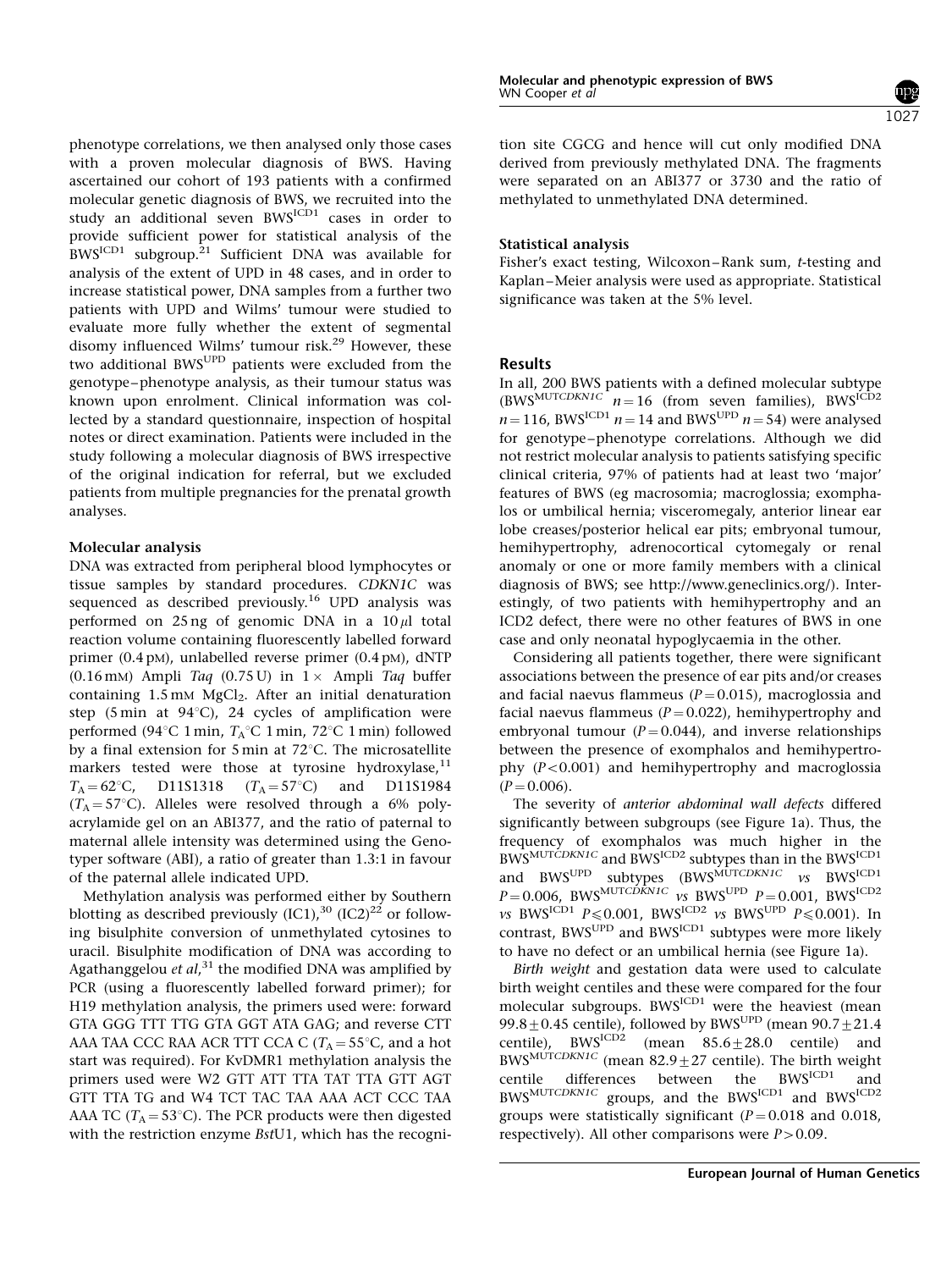phenotype correlations, we then analysed only those cases with a proven molecular diagnosis of BWS. Having ascertained our cohort of 193 patients with a confirmed molecular genetic diagnosis of BWS, we recruited into the study an additional seven $BWS^{ICD1}$ cases in order to provide sufficient power for statistical analysis of the $BWS^{ICD1}$ subgroup.[21] Sufficient DNA was available for analysis of the extent of UPD in 48 cases, and in order to increase statistical power, DNA samples from a further two patients with UPD and Wilms' tumour were studied to evaluate more fully whether the extent of segmental disomy influenced Wilms' tumour risk.[29] However, these two additional $BWS^{UPD}$ patients were excluded from the genotype–phenotype analysis, as their tumour status was known upon enrolment. Clinical information was collected by a standard questionnaire, inspection of hospital notes or direct examination. Patients were included in the study following a molecular diagnosis of BWS irrespective of the original indication for referral, but we excluded patients from multiple pregnancies for the prenatal growth analyses.

### Molecular analysis

DNA was extracted from peripheral blood lymphocytes or tissue samples by standard procedures. *CDKN1C* was sequenced as described previously.[16] UPD analysis was performed on 25 ng of genomic DNA in a 10 $\mu$l total reaction volume containing fluorescently labelled forward primer (0.4 pM), unlabelled reverse primer (0.4 pM), dNTP (0.16 mM) Ampli *Taq* (0.75 U) in 1 × Ampli *Taq* buffer containing 1.5 mM $MgCl_2$. After an initial denaturation step (5 min at 94°C), 24 cycles of amplification were performed (94°C 1 min, $T_A$°C 1 min, 72°C 1 min) followed by a final extension for 5 min at 72°C. The microsatellite markers tested were those at tyrosine hydroxylase,[11] $T_A = 62$°C, D11S1318 ($T_A = 57$°C) and D11S1984 ($T_A = 57$°C). Alleles were resolved through a 6% polyacrylamide gel on an ABI377, and the ratio of paternal to maternal allele intensity was determined using the Genotyper software (ABI), a ratio of greater than 1.3:1 in favour of the paternal allele indicated UPD.

Methylation analysis was performed either by Southern blotting as described previously (IC1),[30] (IC2)[22] or following bisulphite conversion of unmethylated cytosines to uracil. Bisulphite modification of DNA was according to Agathanggelou *et al*,[31] the modified DNA was amplified by PCR (using a fluorescently labelled forward primer); for H19 methylation analysis, the primers used were: forward GTA GGG TTT TTG GTA GGT ATA GAG; and reverse CTT AAA TAA CCC RAA ACR TTT CCA C ($T_A = 55$°C, and a hot start was required). For KvDMR1 methylation analysis the primers used were W2 GTT ATT TTA TAT TTA GTT AGT GTT TTA TG and W4 TCT TAC TAA AAA ACT CCC TAA AAA TC ($T_A = 53$°C). The PCR products were then digested with the restriction enzyme *Bst*U1, which has the recognition site CGCG and hence will cut only modified DNA derived from previously methylated DNA. The fragments were separated on an ABI377 or 3730 and the ratio of methylated to unmethylated DNA determined.

### Statistical analysis

Fisher's exact testing, Wilcoxon–Rank sum, *t*-testing and Kaplan–Meier analysis were used as appropriate. Statistical significance was taken at the 5% level.

## Results

In all, 200 BWS patients with a defined molecular subtype ($BWS^{MUTCDKN1C}$ $n = 16$ (from seven families), $BWS^{ICD2}$ $n = 116$, $BWS^{ICD1}$ $n = 14$ and $BWS^{UPD}$ $n = 54$) were analysed for genotype–phenotype correlations. Although we did not restrict molecular analysis to patients satisfying specific clinical criteria, 97% of patients had at least two 'major' features of BWS (eg macrosomia; macroglossia; exomphalos or umbilical hernia; visceromegaly, anterior linear ear lobe creases/posterior helical ear pits; embryonal tumour, hemihypertrophy, adrenocortical cytomegaly or renal anomaly or one or more family members with a clinical diagnosis of BWS; see http://www.geneclinics.org/). Interestingly, of two patients with hemihypertrophy and an ICD2 defect, there were no other features of BWS in one case and only neonatal hypoglycaemia in the other.

Considering all patients together, there were significant associations between the presence of ear pits and/or creases and facial naevus flammeus ($P = 0.015$), macroglossia and facial naevus flammeus ($P = 0.022$), hemihypertrophy and embryonal tumour ($P = 0.044$), and inverse relationships between the presence of exomphalos and hemihypertrophy ($P < 0.001$) and hemihypertrophy and macroglossia ($P = 0.006$).

The severity of *anterior abdominal wall defects* differed significantly between subgroups (see Figure 1a). Thus, the frequency of exomphalos was much higher in the $BWS^{MUTCDKN1C}$ and $BWS^{ICD2}$ subtypes than in the $BWS^{ICD1}$ and $BWS^{UPD}$ subtypes ($BWS^{MUTCDKN1C}$ *vs* $BWS^{ICD1}$ $P = 0.006$, $BWS^{MUTCDKN1C}$ *vs* $BWS^{UPD}$ $P = 0.001$, $BWS^{ICD2}$ *vs* $BWS^{ICD1}$ $P \leqslant 0.001$, $BWS^{ICD2}$ *vs* $BWS^{UPD}$ $P \leqslant 0.001$). In contrast, $BWS^{UPD}$ and $BWS^{ICD1}$ subtypes were more likely to have no defect or an umbilical hernia (see Figure 1a).

*Birth weight* and gestation data were used to calculate birth weight centiles and these were compared for the four molecular subgroups. $BWS^{ICD1}$ were the heaviest (mean $99.8 \pm 0.45$ centile), followed by $BWS^{UPD}$ (mean $90.7 \pm 21.4$ centile), $BWS^{ICD2}$ (mean $85.6 \pm 28.0$ centile) and $BWS^{MUTCDKN1C}$ (mean $82.9 \pm 27$ centile). The birth weight centile differences between the $BWS^{ICD1}$ and $BWS^{MUTCDKN1C}$ groups, and the $BWS^{ICD1}$ and $BWS^{ICD2}$ groups were statistically significant ($P = 0.018$ and 0.018, respectively). All other comparisons were $P > 0.09$.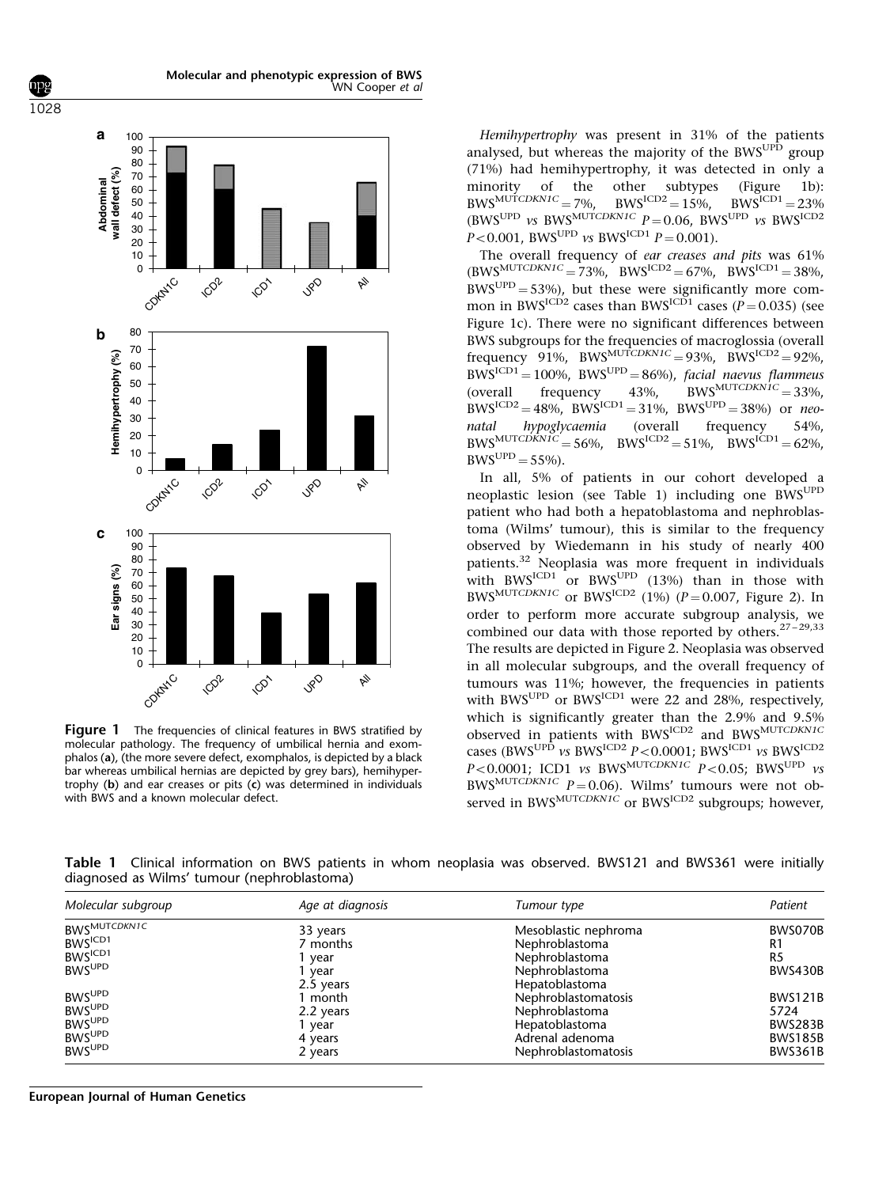**Figure 1** The frequencies of clinical features in BWS stratified by molecular pathology. The frequency of umbilical hernia and exomphalos (**a**), (the more severe defect, exomphalos, is depicted by a black bar whereas umbilical hernias are depicted by grey bars), hemihypertrophy (**b**) and ear creases or pits (**c**) was determined in individuals with BWS and a known molecular defect.

*Hemihypertrophy* was present in 31% of the patients analysed, but whereas the majority of the $BWS^{UPD}$ group (71%) had hemihypertrophy, it was detected in only a minority of the other subtypes (Figure 1b): $BWS^{MUTCDKN1C} = 7\%$, $BWS^{ICD2} = 15\%$, $BWS^{ICD1} = 23\%$ ($BWS^{UPD}$ *vs* $BWS^{MUTCDKN1C}$ $P = 0.06$, $BWS^{UPD}$ *vs* $BWS^{ICD2}$ $P < 0.001$, $BWS^{UPD}$ *vs* $BWS^{ICD1}$ $P = 0.001$).

The overall frequency of *ear creases and pits* was 61% ($BWS^{MUTCDKN1C} = 73\%$, $BWS^{ICD2} = 67\%$, $BWS^{ICD1} = 38\%$, $BWS^{UPD} = 53\%$), but these were significantly more common in $BWS^{ICD2}$ cases than $BWS^{ICD1}$ cases ($P = 0.035$) (see Figure 1c). There were no significant differences between BWS subgroups for the frequencies of macroglossia (overall frequency 91%, $BWS^{MUTCDKN1C} = 93\%$, $BWS^{ICD2} = 92\%$, $BWS^{ICD1} = 100\%$, $BWS^{UPD} = 86\%$), *facial naevus flammeus* (overall frequency 43%, $BWS^{MUTCDKN1C} = 33\%$, $BWS^{ICD2} = 48\%$, $BWS^{ICD1} = 31\%$, $BWS^{UPD} = 38\%$) or *neonatal hypoglycaemia* (overall frequency 54%, $BWS^{MUTCDKN1C} = 56\%$, $BWS^{ICD2} = 51\%$, $BWS^{ICD1} = 62\%$, $BWS^{UPD} = 55\%$).

In all, 5% of patients in our cohort developed a neoplastic lesion (see Table 1) including one $BWS^{UPD}$ patient who had both a hepatoblastoma and nephroblastoma (Wilms' tumour), this is similar to the frequency observed by Wiedemann in his study of nearly 400 patients.[32] Neoplasia was more frequent in individuals with $BWS^{ICD1}$ or $BWS^{UPD}$ (13%) than in those with $BWS^{MUTCDKN1C}$ or $BWS^{ICD2}$ (1%) ($P = 0.007$, Figure 2). In order to perform more accurate subgroup analysis, we combined our data with those reported by others.[27–29,33] The results are depicted in Figure 2. Neoplasia was observed in all molecular subgroups, and the overall frequency of tumours was 11%; however, the frequencies in patients with $BWS^{UPD}$ or $BWS^{ICD1}$ were 22 and 28%, respectively, which is significantly greater than the 2.9% and 9.5% observed in patients with $BWS^{ICD2}$ and $BWS^{MUTCDKN1C}$ cases ($BWS^{UPD}$ *vs* $BWS^{ICD2}$ $P < 0.0001$; $BWS^{ICD1}$ *vs* $BWS^{ICD2}$ $P < 0.0001$; ICD1 *vs* $BWS^{MUTCDKN1C}$ $P < 0.05$; $BWS^{UPD}$ *vs* $BWS^{MUTCDKN1C}$ $P = 0.06$). Wilms' tumours were not observed in $BWS^{MUTCDKN1C}$ or $BWS^{ICD2}$ subgroups; however,

**Table 1** Clinical information on BWS patients in whom neoplasia was observed. BWS121 and BWS361 were initially diagnosed as Wilms' tumour (nephroblastoma)

| *Molecular subgroup* | *Age at diagnosis* | *Tumour type* | *Patient* |
|---|---|---|---|
| $BWS^{MUTCDKN1C}$ | 33 years | Mesoblastic nephroma | BWS070B |
| $BWS^{ICD1}$ | 7 months | Nephroblastoma | R1 |
| $BWS^{ICD1}$ | 1 year | Nephroblastoma | R5 |
| $BWS^{UPD}$ | 1 year | Nephroblastoma | BWS430B |
| | 2.5 years | Hepatoblastoma | |
| $BWS^{UPD}$ | 1 month | Nephroblastomatosis | BWS121B |
| $BWS^{UPD}$ | 2.2 years | Nephroblastoma | 5724 |
| $BWS^{UPD}$ | 1 year | Hepatoblastoma | BWS283B |
| $BWS^{UPD}$ | 4 years | Adrenal adenoma | BWS185B |
| $BWS^{UPD}$ | 2 years | Nephroblastomatosis | BWS361B |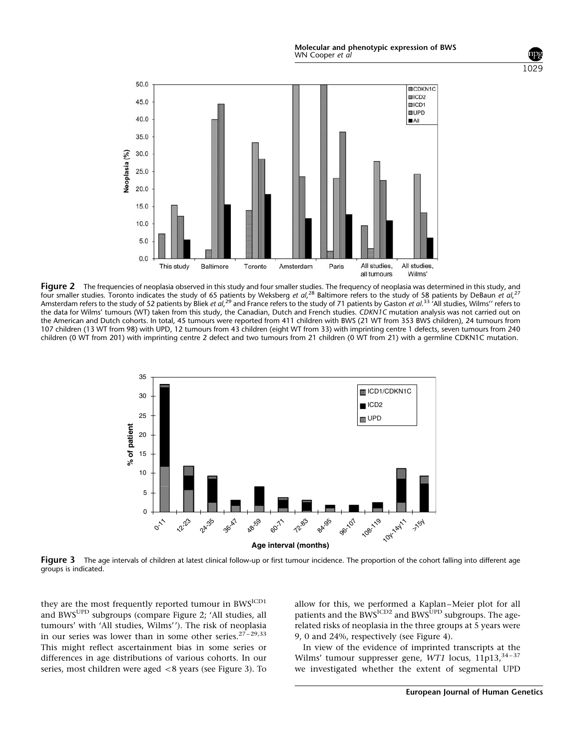**Figure 2** The frequencies of neoplasia observed in this study and four smaller studies. The frequency of neoplasia was determined in this study, and four smaller studies. Toronto indicates the study of 65 patients by Weksberg *et al*,[28] Baltimore refers to the study of 58 patients by DeBaun *et al*,[27] Amsterdam refers to the study of 52 patients by Bliek *et al*,[29] and France refers to the study of 71 patients by Gaston *et al*.[33] 'All studies, Wilms'' refers to the data for Wilms' tumours (WT) taken from this study, the Canadian, Dutch and French studies. *CDKN1C* mutation analysis was not carried out on the American and Dutch cohorts. In total, 45 tumours were reported from 411 children with BWS (21 WT from 353 BWS children), 24 tumours from 107 children (13 WT from 98) with UPD, 12 tumours from 43 children (eight WT from 33) with imprinting centre 1 defects, seven tumours from 240 children (0 WT from 201) with imprinting centre 2 defect and two tumours from 21 children (0 WT from 21) with a germline CDKN1C mutation.

**Figure 3** The age intervals of children at latest clinical follow-up or first tumour incidence. The proportion of the cohort falling into different age groups is indicated.

they are the most frequently reported tumour in BWS$^{ICD1}$ and BWS$^{UPD}$ subgroups (compare Figure 2; 'All studies, all tumours' with 'All studies, Wilms''). The risk of neoplasia in our series was lower than in some other series.[27–29,33] This might reflect ascertainment bias in some series or differences in age distributions of various cohorts. In our series, most children were aged <8 years (see Figure 3). To allow for this, we performed a Kaplan–Meier plot for all patients and the BWS$^{ICD2}$ and BWS$^{UPD}$ subgroups. The age-related risks of neoplasia in the three groups at 5 years were 9, 0 and 24%, respectively (see Figure 4).

In view of the evidence of imprinted transcripts at the Wilms' tumour suppresser gene, *WT1* locus, 11p13,[34–37] we investigated whether the extent of segmental UPD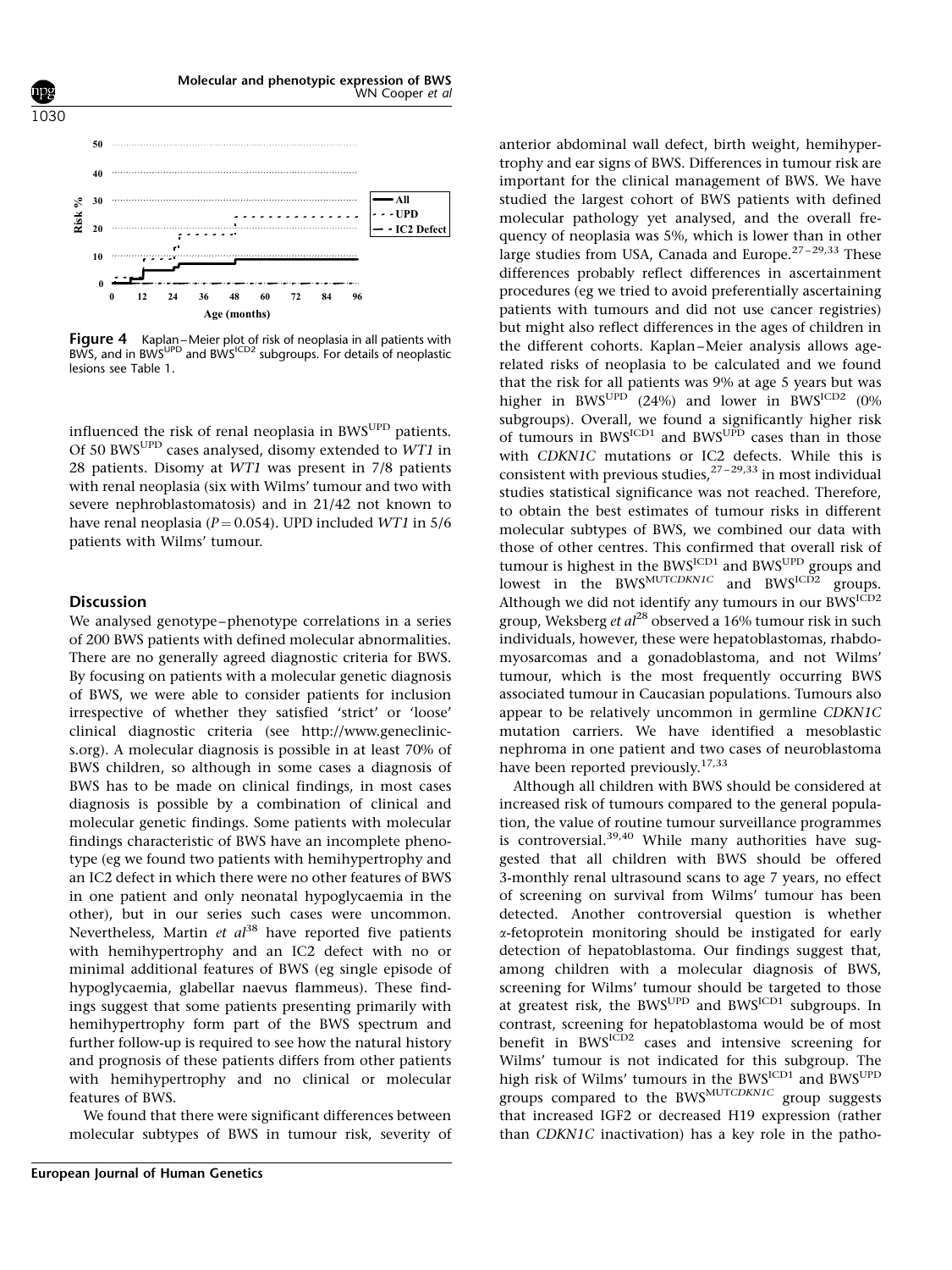**Figure 4** Kaplan–Meier plot of risk of neoplasia in all patients with BWS, and in $BWS^{UPD}$ and $BWS^{ICD2}$ subgroups. For details of neoplastic lesions see Table 1.

influenced the risk of renal neoplasia in $BWS^{UPD}$ patients. Of 50 $BWS^{UPD}$ cases analysed, disomy extended to *WT1* in 28 patients. Disomy at *WT1* was present in 7/8 patients with renal neoplasia (six with Wilms' tumour and two with severe nephroblastomatosis) and in 21/42 not known to have renal neoplasia ($P = 0.054$). UPD included *WT1* in 5/6 patients with Wilms' tumour.

## Discussion

We analysed genotype–phenotype correlations in a series of 200 BWS patients with defined molecular abnormalities. There are no generally agreed diagnostic criteria for BWS. By focusing on patients with a molecular genetic diagnosis of BWS, we were able to consider patients for inclusion irrespective of whether they satisfied 'strict' or 'loose' clinical diagnostic criteria (see http://www.geneclinics.org). A molecular diagnosis is possible in at least 70% of BWS children, so although in some cases a diagnosis of BWS has to be made on clinical findings, in most cases diagnosis is possible by a combination of clinical and molecular genetic findings. Some patients with molecular findings characteristic of BWS have an incomplete phenotype (eg we found two patients with hemihypertrophy and an IC2 defect in which there were no other features of BWS in one patient and only neonatal hypoglycaemia in the other), but in our series such cases were uncommon. Nevertheless, Martin *et al*[38] have reported five patients with hemihypertrophy and an IC2 defect with no or minimal additional features of BWS (eg single episode of hypoglycaemia, glabellar naevus flammeus). These findings suggest that some patients presenting primarily with hemihypertrophy form part of the BWS spectrum and further follow-up is required to see how the natural history and prognosis of these patients differs from other patients with hemihypertrophy and no clinical or molecular features of BWS.

We found that there were significant differences between molecular subtypes of BWS in tumour risk, severity of anterior abdominal wall defect, birth weight, hemihypertrophy and ear signs of BWS. Differences in tumour risk are important for the clinical management of BWS. We have studied the largest cohort of BWS patients with defined molecular pathology yet analysed, and the overall frequency of neoplasia was 5%, which is lower than in other large studies from USA, Canada and Europe.[27–29,33] These differences probably reflect differences in ascertainment procedures (eg we tried to avoid preferentially ascertaining patients with tumours and did not use cancer registries) but might also reflect differences in the ages of children in the different cohorts. Kaplan–Meier analysis allows age-related risks of neoplasia to be calculated and we found that the risk for all patients was 9% at age 5 years but was higher in $BWS^{UPD}$ (24%) and lower in $BWS^{ICD2}$ (0% subgroups). Overall, we found a significantly higher risk of tumours in $BWS^{ICD1}$ and $BWS^{UPD}$ cases than in those with *CDKN1C* mutations or IC2 defects. While this is consistent with previous studies,[27–29,33] in most individual studies statistical significance was not reached. Therefore, to obtain the best estimates of tumour risks in different molecular subtypes of BWS, we combined our data with those of other centres. This confirmed that overall risk of tumour is highest in the $BWS^{ICD1}$ and $BWS^{UPD}$ groups and lowest in the $BWS^{MUTCDKN1C}$ and $BWS^{ICD2}$ groups. Although we did not identify any tumours in our $BWS^{ICD2}$ group, Weksberg *et al*[28] observed a 16% tumour risk in such individuals, however, these were hepatoblastomas, rhabdomyosarcomas and a gonadoblastoma, and not Wilms' tumour, which is the most frequently occurring BWS associated tumour in Caucasian populations. Tumours also appear to be relatively uncommon in germline *CDKN1C* mutation carriers. We have identified a mesoblastic nephroma in one patient and two cases of neuroblastoma have been reported previously.[17,33]

Although all children with BWS should be considered at increased risk of tumours compared to the general population, the value of routine tumour surveillance programmes is controversial.[39,40] While many authorities have suggested that all children with BWS should be offered 3-monthly renal ultrasound scans to age 7 years, no effect of screening on survival from Wilms' tumour has been detected. Another controversial question is whether α-fetoprotein monitoring should be instigated for early detection of hepatoblastoma. Our findings suggest that, among children with a molecular diagnosis of BWS, screening for Wilms' tumour should be targeted to those at greatest risk, the $BWS^{UPD}$ and $BWS^{ICD1}$ subgroups. In contrast, screening for hepatoblastoma would be of most benefit in $BWS^{ICD2}$ cases and intensive screening for Wilms' tumour is not indicated for this subgroup. The high risk of Wilms' tumours in the $BWS^{ICD1}$ and $BWS^{UPD}$ groups compared to the $BWS^{MUTCDKN1C}$ group suggests that increased IGF2 or decreased H19 expression (rather than *CDKN1C* inactivation) has a key role in the patho-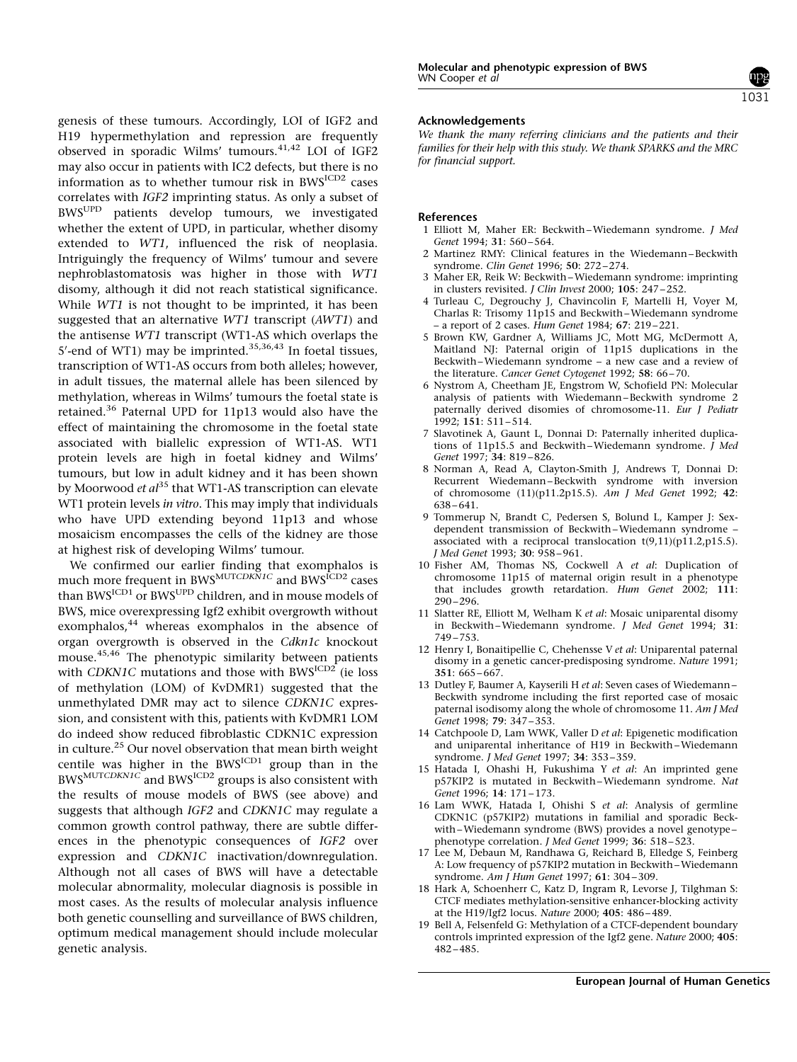genesis of these tumours. Accordingly, LOI of IGF2 and H19 hypermethylation and repression are frequently observed in sporadic Wilms' tumours.[41,42] LOI of IGF2 may also occur in patients with IC2 defects, but there is no information as to whether tumour risk in $BWS^{ICD2}$ cases correlates with *IGF2* imprinting status. As only a subset of $BWS^{UPD}$ patients develop tumours, we investigated whether the extent of UPD, in particular, whether disomy extended to *WT1*, influenced the risk of neoplasia. Intriguingly the frequency of Wilms' tumour and severe nephroblastomatosis was higher in those with *WT1* disomy, although it did not reach statistical significance. While *WT1* is not thought to be imprinted, it has been suggested that an alternative *WT1* transcript (*AWT1*) and the antisense *WT1* transcript (WT1-AS which overlaps the 5′-end of WT1) may be imprinted.[35,36,43] In foetal tissues, transcription of WT1-AS occurs from both alleles; however, in adult tissues, the maternal allele has been silenced by methylation, whereas in Wilms' tumours the foetal state is retained.[36] Paternal UPD for 11p13 would also have the effect of maintaining the chromosome in the foetal state associated with biallelic expression of WT1-AS. WT1 protein levels are high in foetal kidney and Wilms' tumours, but low in adult kidney and it has been shown by Moorwood *et al*[35] that WT1-AS transcription can elevate WT1 protein levels *in vitro*. This may imply that individuals who have UPD extending beyond 11p13 and whose mosaicism encompasses the cells of the kidney are those at highest risk of developing Wilms' tumour.

We confirmed our earlier finding that exomphalos is much more frequent in $BWS^{MUTCDKN1C}$ and $BWS^{ICD2}$ cases than $BWS^{ICD1}$ or $BWS^{UPD}$ children, and in mouse models of BWS, mice overexpressing Igf2 exhibit overgrowth without exomphalos,[44] whereas exomphalos in the absence of organ overgrowth is observed in the *Cdkn1c* knockout mouse.[45,46] The phenotypic similarity between patients with *CDKN1C* mutations and those with $BWS^{ICD2}$ (ie loss of methylation (LOM) of KvDMR1) suggested that the unmethylated DMR may act to silence *CDKN1C* expression, and consistent with this, patients with KvDMR1 LOM do indeed show reduced fibroblastic CDKN1C expression in culture.[25] Our novel observation that mean birth weight centile was higher in the $BWS^{ICD1}$ group than in the $BWS^{MUTCDKN1C}$ and $BWS^{ICD2}$ groups is also consistent with the results of mouse models of BWS (see above) and suggests that although *IGF2* and *CDKN1C* may regulate a common growth control pathway, there are subtle differences in the phenotypic consequences of *IGF2* over expression and *CDKN1C* inactivation/downregulation. Although not all cases of BWS will have a detectable molecular abnormality, molecular diagnosis is possible in most cases. As the results of molecular analysis influence both genetic counselling and surveillance of BWS children, optimum medical management should include molecular genetic analysis.

## Acknowledgements

*We thank the many referring clinicians and the patients and their families for their help with this study. We thank SPARKS and the MRC for financial support.*

## References

1. Elliott M, Maher ER: Beckwith–Wiedemann syndrome. *J Med Genet* 1994; **31**: 560–564.
2. Martinez RMY: Clinical features in the Wiedemann–Beckwith syndrome. *Clin Genet* 1996; **50**: 272–274.
3. Maher ER, Reik W: Beckwith–Wiedemann syndrome: imprinting in clusters revisited. *J Clin Invest* 2000; **105**: 247–252.
4. Turleau C, Degrouchy J, Chavincolin F, Martelli H, Voyer M, Charlas R: Trisomy 11p15 and Beckwith–Wiedemann syndrome – a report of 2 cases. *Hum Genet* 1984; **67**: 219–221.
5. Brown KW, Gardner A, Williams JC, Mott MG, McDermott A, Maitland NJ: Paternal origin of 11p15 duplications in the Beckwith–Wiedemann syndrome – a new case and a review of the literature. *Cancer Genet Cytogenet* 1992; **58**: 66–70.
6. Nystrom A, Cheetham JE, Engstrom W, Schofield PN: Molecular analysis of patients with Wiedemann–Beckwith syndrome 2 paternally derived disomies of chromosome-11. *Eur J Pediatr* 1992; **151**: 511–514.
7. Slavotinek A, Gaunt L, Donnai D: Paternally inherited duplications of 11p15.5 and Beckwith–Wiedemann syndrome. *J Med Genet* 1997; **34**: 819–826.
8. Norman A, Read A, Clayton-Smith J, Andrews T, Donnai D: Recurrent Wiedemann–Beckwith syndrome with inversion of chromosome (11)(p11.2p15.5). *Am J Med Genet* 1992; **42**: 638–641.
9. Tommerup N, Brandt C, Pedersen S, Bolund L, Kamper J: Sex-dependent transmission of Beckwith–Wiedemann syndrome – associated with a reciprocal translocation t(9,11)(p11.2,p15.5). *J Med Genet* 1993; **30**: 958–961.
10. Fisher AM, Thomas NS, Cockwell A *et al*: Duplication of chromosome 11p15 of maternal origin result in a phenotype that includes growth retardation. *Hum Genet* 2002; **111**: 290–296.
11. Slatter RE, Elliott M, Welham K *et al*: Mosaic uniparental disomy in Beckwith–Wiedemann syndrome. *J Med Genet* 1994; **31**: 749–753.
12. Henry I, Bonaitipellie C, Chehensse V *et al*: Uniparental paternal disomy in a genetic cancer-predisposing syndrome. *Nature* 1991; **351**: 665–667.
13. Dutley F, Baumer A, Kayserili H *et al*: Seven cases of Wiedemann–Beckwith syndrome including the first reported case of mosaic paternal isodisomy along the whole of chromosome 11. *Am J Med Genet* 1998; **79**: 347–353.
14. Catchpoole D, Lam WWK, Valler D *et al*: Epigenetic modification and uniparental inheritance of H19 in Beckwith–Wiedemann syndrome. *J Med Genet* 1997; **34**: 353–359.
15. Hatada I, Ohashi H, Fukushima Y *et al*: An imprinted gene p57KIP2 is mutated in Beckwith–Wiedemann syndrome. *Nat Genet* 1996; **14**: 171–173.
16. Lam WWK, Hatada I, Ohishi S *et al*: Analysis of germline CDKN1C (p57KIP2) mutations in familial and sporadic Beckwith–Wiedemann syndrome (BWS) provides a novel genotype–phenotype correlation. *J Med Genet* 1999; **36**: 518–523.
17. Lee M, Debaun M, Randhawa G, Reichard B, Elledge S, Feinberg A: Low frequency of p57KIP2 mutation in Beckwith–Wiedemann syndrome. *Am J Hum Genet* 1997; **61**: 304–309.
18. Hark A, Schoenherr C, Katz D, Ingram R, Levorse J, Tilghman S: CTCF mediates methylation-sensitive enhancer-blocking activity at the H19/Igf2 locus. *Nature* 2000; **405**: 486–489.
19. Bell A, Felsenfeld G: Methylation of a CTCF-dependent boundary controls imprinted expression of the Igf2 gene. *Nature* 2000; **405**: 482–485.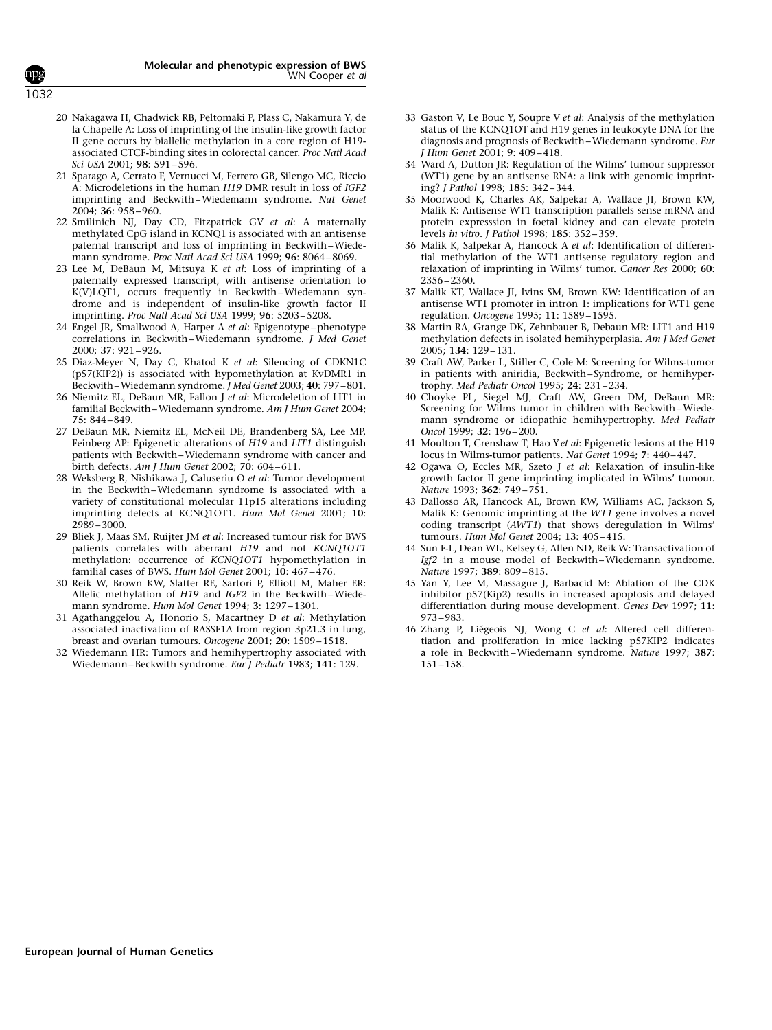20 Nakagawa H, Chadwick RB, Peltomaki P, Plass C, Nakamura Y, de la Chapelle A: Loss of imprinting of the insulin-like growth factor II gene occurs by biallelic methylation in a core region of H19-associated CTCF-binding sites in colorectal cancer. *Proc Natl Acad Sci USA* 2001; **98**: 591–596.

21 Sparago A, Cerrato F, Vernucci M, Ferrero GB, Silengo MC, Riccio A: Microdeletions in the human *H19* DMR result in loss of *IGF2* imprinting and Beckwith–Wiedemann syndrome. *Nat Genet* 2004; **36**: 958–960.

22 Smilinich NJ, Day CD, Fitzpatrick GV *et al*: A maternally methylated CpG island in KCNQ1 is associated with an antisense paternal transcript and loss of imprinting in Beckwith–Wiedemann syndrome. *Proc Natl Acad Sci USA* 1999; **96**: 8064–8069.

23 Lee M, DeBaun M, Mitsuya K *et al*: Loss of imprinting of a paternally expressed transcript, with antisense orientation to K(V)LQT1, occurs frequently in Beckwith–Wiedemann syndrome and is independent of insulin-like growth factor II imprinting. *Proc Natl Acad Sci USA* 1999; **96**: 5203–5208.

24 Engel JR, Smallwood A, Harper A *et al*: Epigenotype–phenotype correlations in Beckwith–Wiedemann syndrome. *J Med Genet* 2000; **37**: 921–926.

25 Diaz-Meyer N, Day C, Khatod K *et al*: Silencing of CDKN1C (p57(KIP2)) is associated with hypomethylation at KvDMR1 in Beckwith–Wiedemann syndrome. *J Med Genet* 2003; **40**: 797–801.

26 Niemitz EL, DeBaun MR, Fallon J *et al*: Microdeletion of LIT1 in familial Beckwith–Wiedemann syndrome. *Am J Hum Genet* 2004; **75**: 844–849.

27 DeBaun MR, Niemitz EL, McNeil DE, Brandenberg SA, Lee MP, Feinberg AP: Epigenetic alterations of *H19* and *LIT1* distinguish patients with Beckwith–Wiedemann syndrome with cancer and birth defects. *Am J Hum Genet* 2002; **70**: 604–611.

28 Weksberg R, Nishikawa J, Caluseriu O *et al*: Tumor development in the Beckwith–Wiedemann syndrome is associated with a variety of constitutional molecular 11p15 alterations including imprinting defects at KCNQ1OT1. *Hum Mol Genet* 2001; **10**: 2989–3000.

29 Bliek J, Maas SM, Ruijter JM *et al*: Increased tumour risk for BWS patients correlates with aberrant *H19* and not *KCNQ1OT1* methylation: occurrence of *KCNQ1OT1* hypomethylation in familial cases of BWS. *Hum Mol Genet* 2001; **10**: 467–476.

30 Reik W, Brown KW, Slatter RE, Sartori P, Elliott M, Maher ER: Allelic methylation of *H19* and *IGF2* in the Beckwith–Wiedemann syndrome. *Hum Mol Genet* 1994; **3**: 1297–1301.

31 Agathanggelou A, Honorio S, Macartney D *et al*: Methylation associated inactivation of RASSF1A from region 3p21.3 in lung, breast and ovarian tumours. *Oncogene* 2001; **20**: 1509–1518.

32 Wiedemann HR: Tumors and hemihypertrophy associated with Wiedemann–Beckwith syndrome. *Eur J Pediatr* 1983; **141**: 129.

33 Gaston V, Le Bouc Y, Soupre V *et al*: Analysis of the methylation status of the KCNQ1OT and H19 genes in leukocyte DNA for the diagnosis and prognosis of Beckwith–Wiedemann syndrome. *Eur J Hum Genet* 2001; **9**: 409–418.

34 Ward A, Dutton JR: Regulation of the Wilms' tumour suppressor (WT1) gene by an antisense RNA: a link with genomic imprinting? *J Pathol* 1998; **185**: 342–344.

35 Moorwood K, Charles AK, Salpekar A, Wallace JI, Brown KW, Malik K: Antisense WT1 transcription parallels sense mRNA and protein expresssion in foetal kidney and can elevate protein levels *in vitro*. *J Pathol* 1998; **185**: 352–359.

36 Malik K, Salpekar A, Hancock A *et al*: Identification of differential methylation of the WT1 antisense regulatory region and relaxation of imprinting in Wilms' tumor. *Cancer Res* 2000; **60**: 2356–2360.

37 Malik KT, Wallace JI, Ivins SM, Brown KW: Identification of an antisense WT1 promoter in intron 1: implications for WT1 gene regulation. *Oncogene* 1995; **11**: 1589–1595.

38 Martin RA, Grange DK, Zehnbauer B, Debaun MR: LIT1 and H19 methylation defects in isolated hemihyperplasia. *Am J Med Genet* 2005; **134**: 129–131.

39 Craft AW, Parker L, Stiller C, Cole M: Screening for Wilms-tumor in patients with aniridia, Beckwith–Syndrome, or hemihypertrophy. *Med Pediatr Oncol* 1995; **24**: 231–234.

40 Choyke PL, Siegel MJ, Craft AW, Green DM, DeBaun MR: Screening for Wilms tumor in children with Beckwith–Wiedemann syndrome or idiopathic hemihypertrophy. *Med Pediatr Oncol* 1999; **32**: 196–200.

41 Moulton T, Crenshaw T, Hao Y *et al*: Epigenetic lesions at the H19 locus in Wilms-tumor patients. *Nat Genet* 1994; **7**: 440–447.

42 Ogawa O, Eccles MR, Szeto J *et al*: Relaxation of insulin-like growth factor II gene imprinting implicated in Wilms' tumour. *Nature* 1993; **362**: 749–751.

43 Dallosso AR, Hancock AL, Brown KW, Williams AC, Jackson S, Malik K: Genomic imprinting at the *WT1* gene involves a novel coding transcript (*AWT1*) that shows deregulation in Wilms' tumours. *Hum Mol Genet* 2004; **13**: 405–415.

44 Sun F-L, Dean WL, Kelsey G, Allen ND, Reik W: Transactivation of *Igf2* in a mouse model of Beckwith–Wiedemann syndrome. *Nature* 1997; **389**: 809–815.

45 Yan Y, Lee M, Massague J, Barbacid M: Ablation of the CDK inhibitor p57(Kip2) results in increased apoptosis and delayed differentiation during mouse development. *Genes Dev* 1997; **11**: 973–983.

46 Zhang P, Liégeois NJ, Wong C *et al*: Altered cell differentiation and proliferation in mice lacking p57KIP2 indicates a role in Beckwith–Wiedemann syndrome. *Nature* 1997; **387**: 151–158.